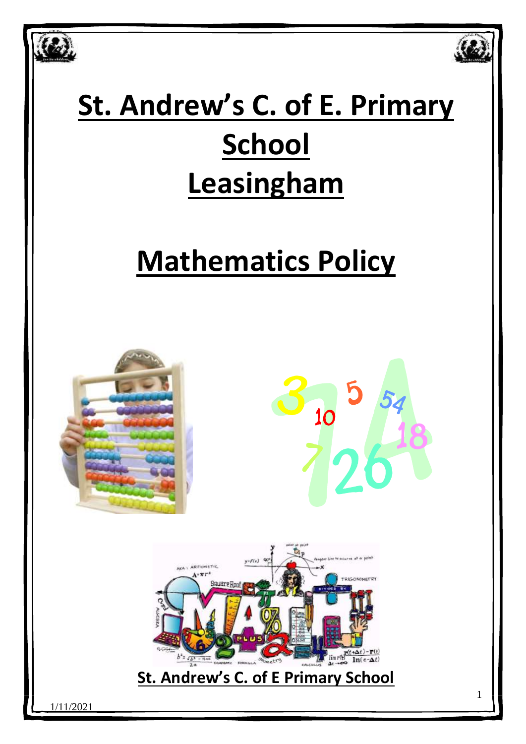# St. Andrew's C. of E. Primary School Leasingham

# Mathematics Policy

**St. Andrew's C. of E Primary School**

1/11/2021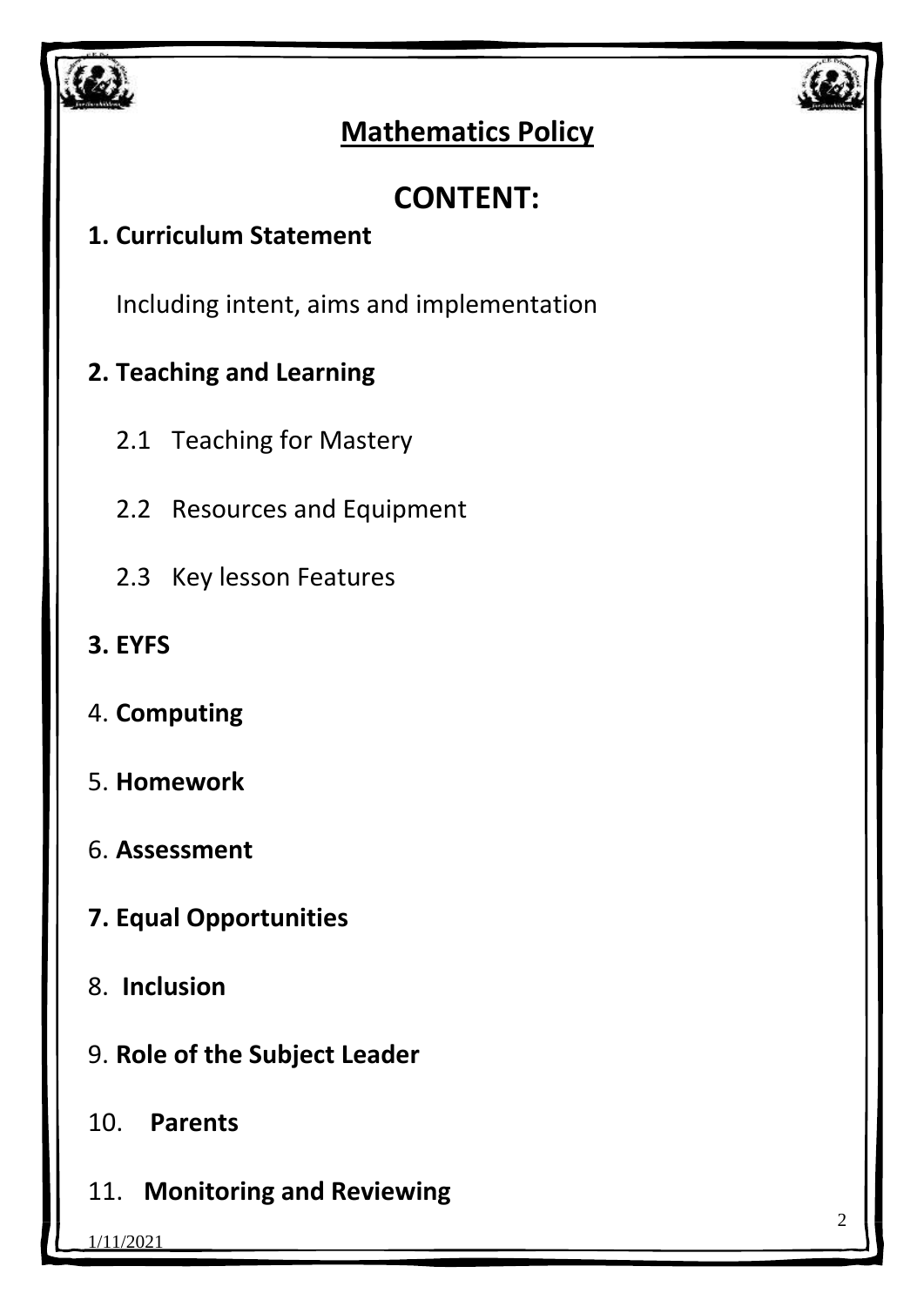# Mathematics Policy

## CONTENT:

**1. Curriculum Statement**

Including intent, aims and implementation

**2. Teaching and Learning**

2.1 Teaching for Mastery

2.2 Resources and Equipment

2.3 Key lesson Features

**3. EYFS**

4. **Computing**

5. **Homework**

6. **Assessment**

**7. Equal Opportunities**

8. **Inclusion**

9. **Role of the Subject Leader**

10. **Parents**

11. **Monitoring and Reviewing**

1/11/2021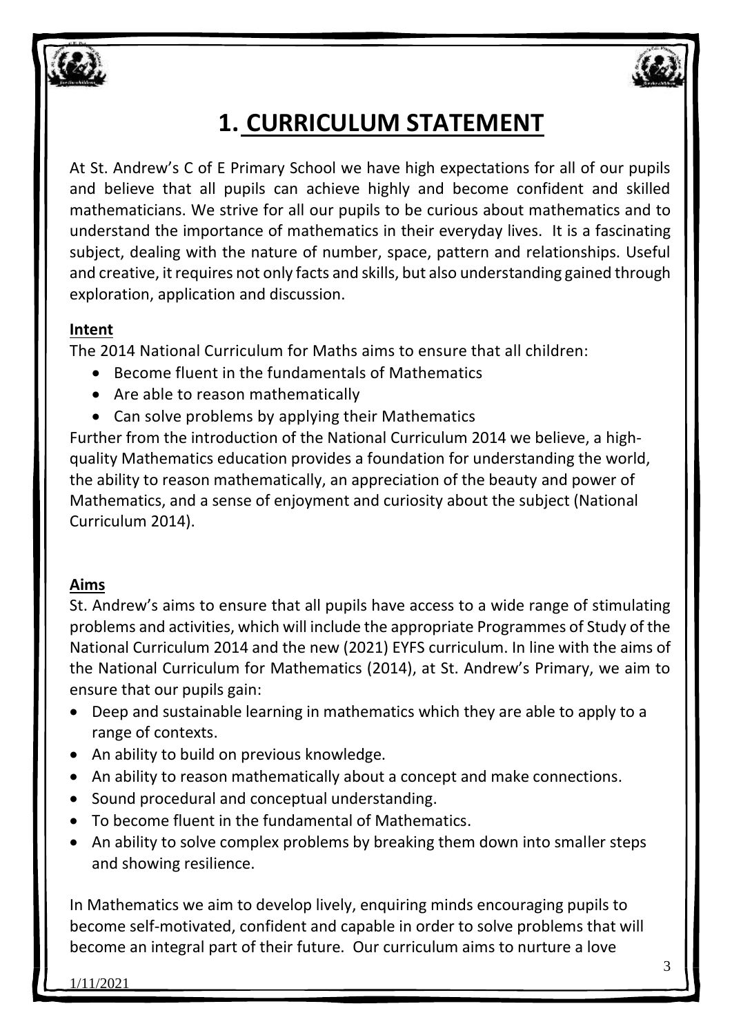# 1. CURRICULUM STATEMENT

At St. Andrew's C of E Primary School we have high expectations for all of our pupils and believe that all pupils can achieve highly and become confident and skilled mathematicians. We strive for all our pupils to be curious about mathematics and to understand the importance of mathematics in their everyday lives. It is a fascinating subject, dealing with the nature of number, space, pattern and relationships. Useful and creative, it requires not only facts and skills, but also understanding gained through exploration, application and discussion.

**Intent**

The 2014 National Curriculum for Maths aims to ensure that all children:

- Become fluent in the fundamentals of Mathematics
- Are able to reason mathematically
- Can solve problems by applying their Mathematics

Further from the introduction of the National Curriculum 2014 we believe, a high-quality Mathematics education provides a foundation for understanding the world, the ability to reason mathematically, an appreciation of the beauty and power of Mathematics, and a sense of enjoyment and curiosity about the subject (National Curriculum 2014).

**Aims**

St. Andrew's aims to ensure that all pupils have access to a wide range of stimulating problems and activities, which will include the appropriate Programmes of Study of the National Curriculum 2014 and the new (2021) EYFS curriculum. In line with the aims of the National Curriculum for Mathematics (2014), at St. Andrew's Primary, we aim to ensure that our pupils gain:

- Deep and sustainable learning in mathematics which they are able to apply to a range of contexts.
- An ability to build on previous knowledge.
- An ability to reason mathematically about a concept and make connections.
- Sound procedural and conceptual understanding.
- To become fluent in the fundamental of Mathematics.
- An ability to solve complex problems by breaking them down into smaller steps and showing resilience.

In Mathematics we aim to develop lively, enquiring minds encouraging pupils to become self-motivated, confident and capable in order to solve problems that will become an integral part of their future. Our curriculum aims to nurture a love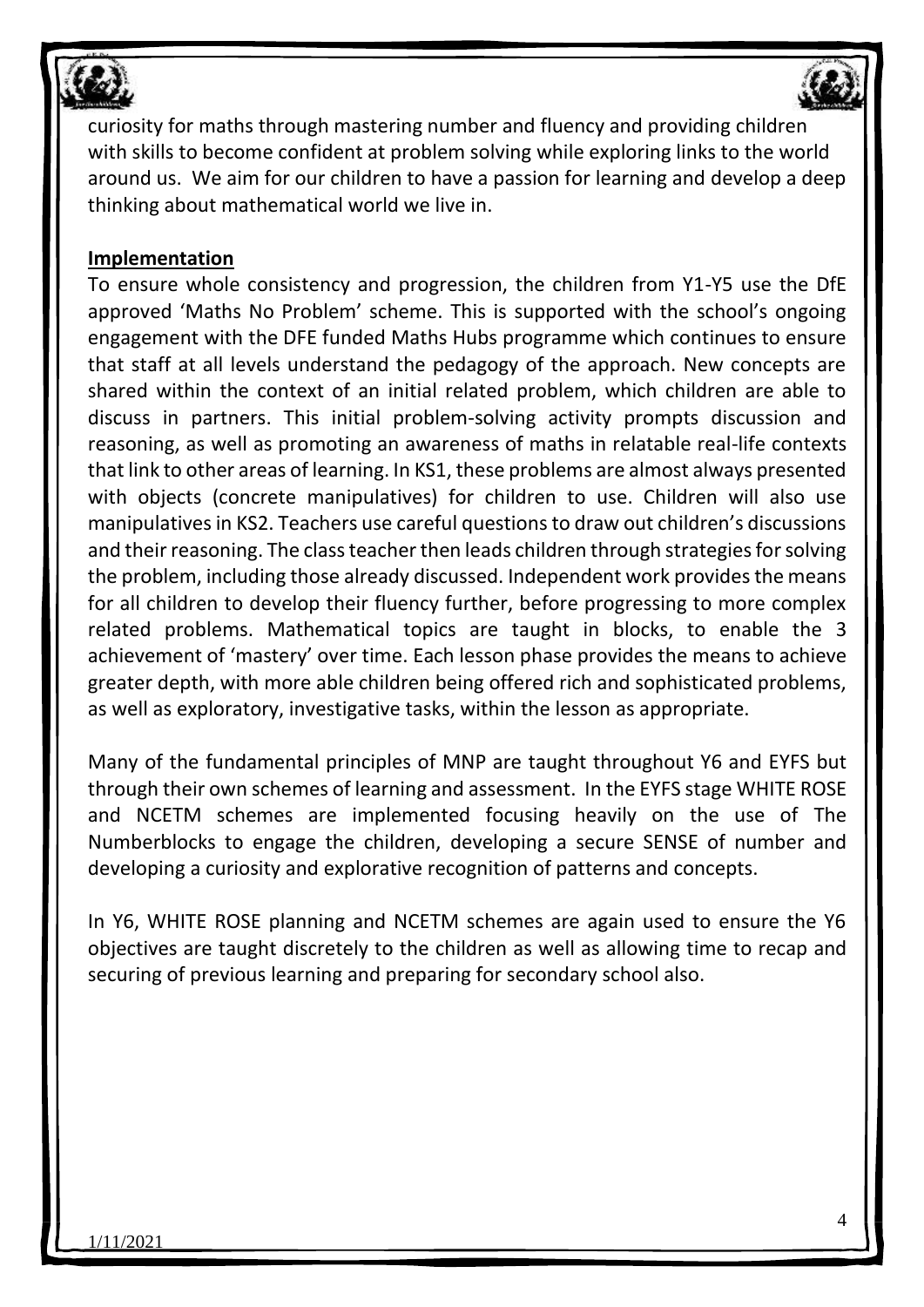curiosity for maths through mastering number and fluency and providing children with skills to become confident at problem solving while exploring links to the world around us. We aim for our children to have a passion for learning and develop a deep thinking about mathematical world we live in.

**Implementation**

To ensure whole consistency and progression, the children from Y1-Y5 use the DfE approved 'Maths No Problem' scheme. This is supported with the school's ongoing engagement with the DFE funded Maths Hubs programme which continues to ensure that staff at all levels understand the pedagogy of the approach. New concepts are shared within the context of an initial related problem, which children are able to discuss in partners. This initial problem-solving activity prompts discussion and reasoning, as well as promoting an awareness of maths in relatable real-life contexts that link to other areas of learning. In KS1, these problems are almost always presented with objects (concrete manipulatives) for children to use. Children will also use manipulatives in KS2. Teachers use careful questions to draw out children's discussions and their reasoning. The class teacher then leads children through strategies for solving the problem, including those already discussed. Independent work provides the means for all children to develop their fluency further, before progressing to more complex related problems. Mathematical topics are taught in blocks, to enable the 3 achievement of 'mastery' over time. Each lesson phase provides the means to achieve greater depth, with more able children being offered rich and sophisticated problems, as well as exploratory, investigative tasks, within the lesson as appropriate.

Many of the fundamental principles of MNP are taught throughout Y6 and EYFS but through their own schemes of learning and assessment. In the EYFS stage WHITE ROSE and NCETM schemes are implemented focusing heavily on the use of The Numberblocks to engage the children, developing a secure SENSE of number and developing a curiosity and explorative recognition of patterns and concepts.

In Y6, WHITE ROSE planning and NCETM schemes are again used to ensure the Y6 objectives are taught discretely to the children as well as allowing time to recap and securing of previous learning and preparing for secondary school also.

1/11/2021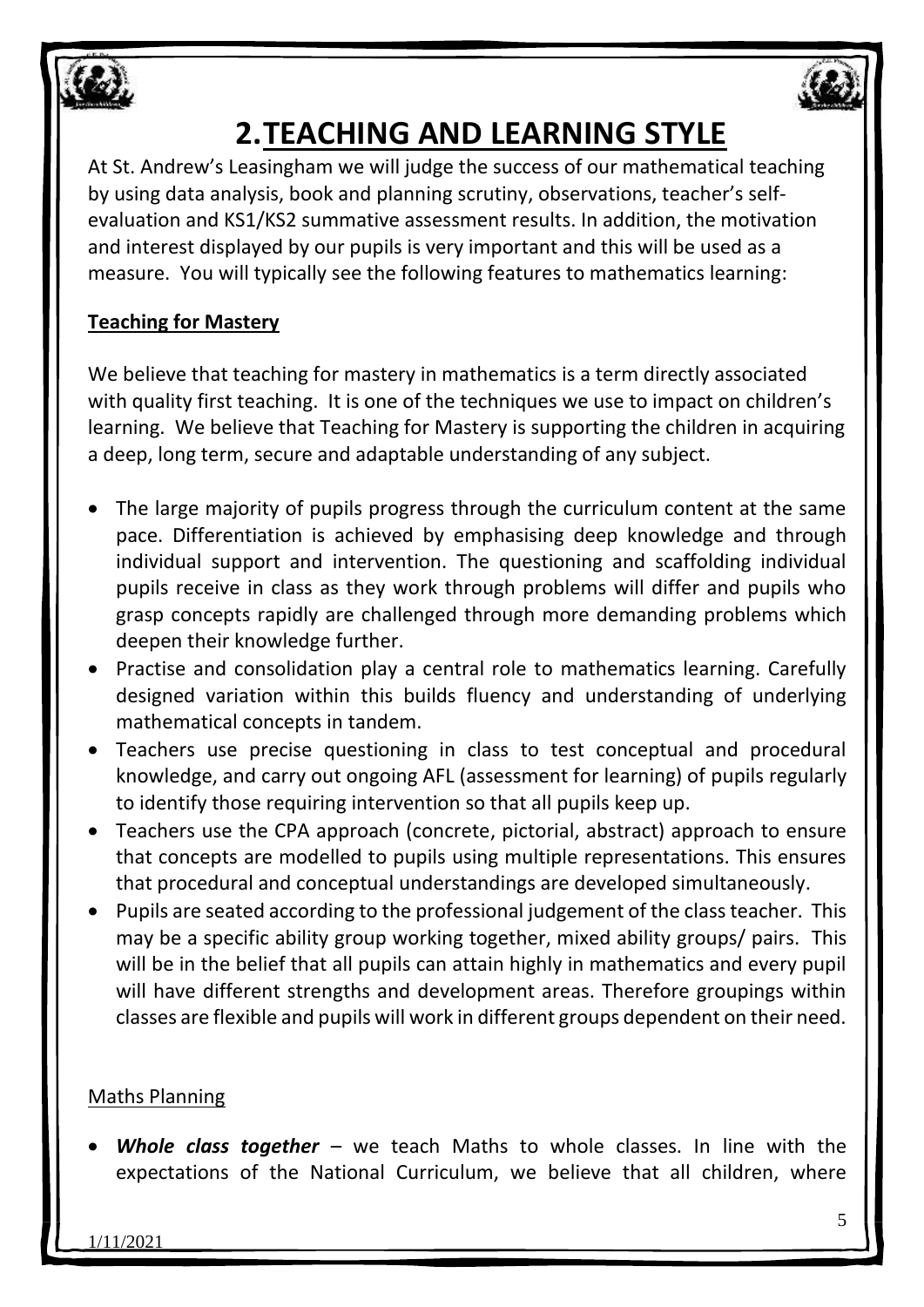# 2. TEACHING AND LEARNING STYLE

At St. Andrew's Leasingham we will judge the success of our mathematical teaching by using data analysis, book and planning scrutiny, observations, teacher's self-evaluation and KS1/KS2 summative assessment results. In addition, the motivation and interest displayed by our pupils is very important and this will be used as a measure. You will typically see the following features to mathematics learning:

**Teaching for Mastery**

We believe that teaching for mastery in mathematics is a term directly associated with quality first teaching. It is one of the techniques we use to impact on children's learning. We believe that Teaching for Mastery is supporting the children in acquiring a deep, long term, secure and adaptable understanding of any subject.

- The large majority of pupils progress through the curriculum content at the same pace. Differentiation is achieved by emphasising deep knowledge and through individual support and intervention. The questioning and scaffolding individual pupils receive in class as they work through problems will differ and pupils who grasp concepts rapidly are challenged through more demanding problems which deepen their knowledge further.
- Practise and consolidation play a central role to mathematics learning. Carefully designed variation within this builds fluency and understanding of underlying mathematical concepts in tandem.
- Teachers use precise questioning in class to test conceptual and procedural knowledge, and carry out ongoing AFL (assessment for learning) of pupils regularly to identify those requiring intervention so that all pupils keep up.
- Teachers use the CPA approach (concrete, pictorial, abstract) approach to ensure that concepts are modelled to pupils using multiple representations. This ensures that procedural and conceptual understandings are developed simultaneously.
- Pupils are seated according to the professional judgement of the class teacher. This may be a specific ability group working together, mixed ability groups/ pairs. This will be in the belief that all pupils can attain highly in mathematics and every pupil will have different strengths and development areas. Therefore groupings within classes are flexible and pupils will work in different groups dependent on their need.

Maths Planning

- ***Whole class together*** – we teach Maths to whole classes. In line with the expectations of the National Curriculum, we believe that all children, where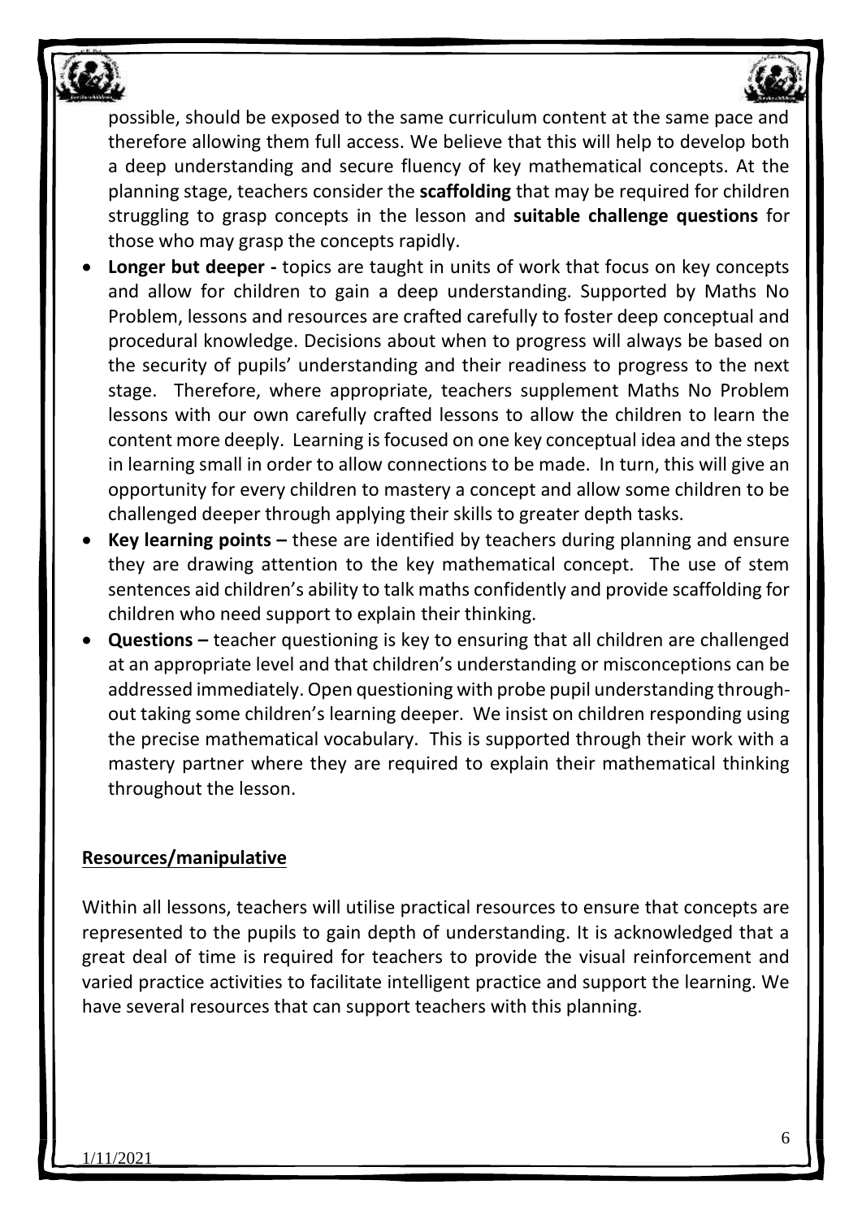possible, should be exposed to the same curriculum content at the same pace and therefore allowing them full access. We believe that this will help to develop both a deep understanding and secure fluency of key mathematical concepts. At the planning stage, teachers consider the **scaffolding** that may be required for children struggling to grasp concepts in the lesson and **suitable challenge questions** for those who may grasp the concepts rapidly.

- **Longer but deeper -** topics are taught in units of work that focus on key concepts and allow for children to gain a deep understanding. Supported by Maths No Problem, lessons and resources are crafted carefully to foster deep conceptual and procedural knowledge. Decisions about when to progress will always be based on the security of pupils' understanding and their readiness to progress to the next stage. Therefore, where appropriate, teachers supplement Maths No Problem lessons with our own carefully crafted lessons to allow the children to learn the content more deeply. Learning is focused on one key conceptual idea and the steps in learning small in order to allow connections to be made. In turn, this will give an opportunity for every children to mastery a concept and allow some children to be challenged deeper through applying their skills to greater depth tasks.
- **Key learning points –** these are identified by teachers during planning and ensure they are drawing attention to the key mathematical concept. The use of stem sentences aid children's ability to talk maths confidently and provide scaffolding for children who need support to explain their thinking.
- **Questions –** teacher questioning is key to ensuring that all children are challenged at an appropriate level and that children's understanding or misconceptions can be addressed immediately. Open questioning with probe pupil understanding through-out taking some children's learning deeper. We insist on children responding using the precise mathematical vocabulary. This is supported through their work with a mastery partner where they are required to explain their mathematical thinking throughout the lesson.

## Resources/manipulative

Within all lessons, teachers will utilise practical resources to ensure that concepts are represented to the pupils to gain depth of understanding. It is acknowledged that a great deal of time is required for teachers to provide the visual reinforcement and varied practice activities to facilitate intelligent practice and support the learning. We have several resources that can support teachers with this planning.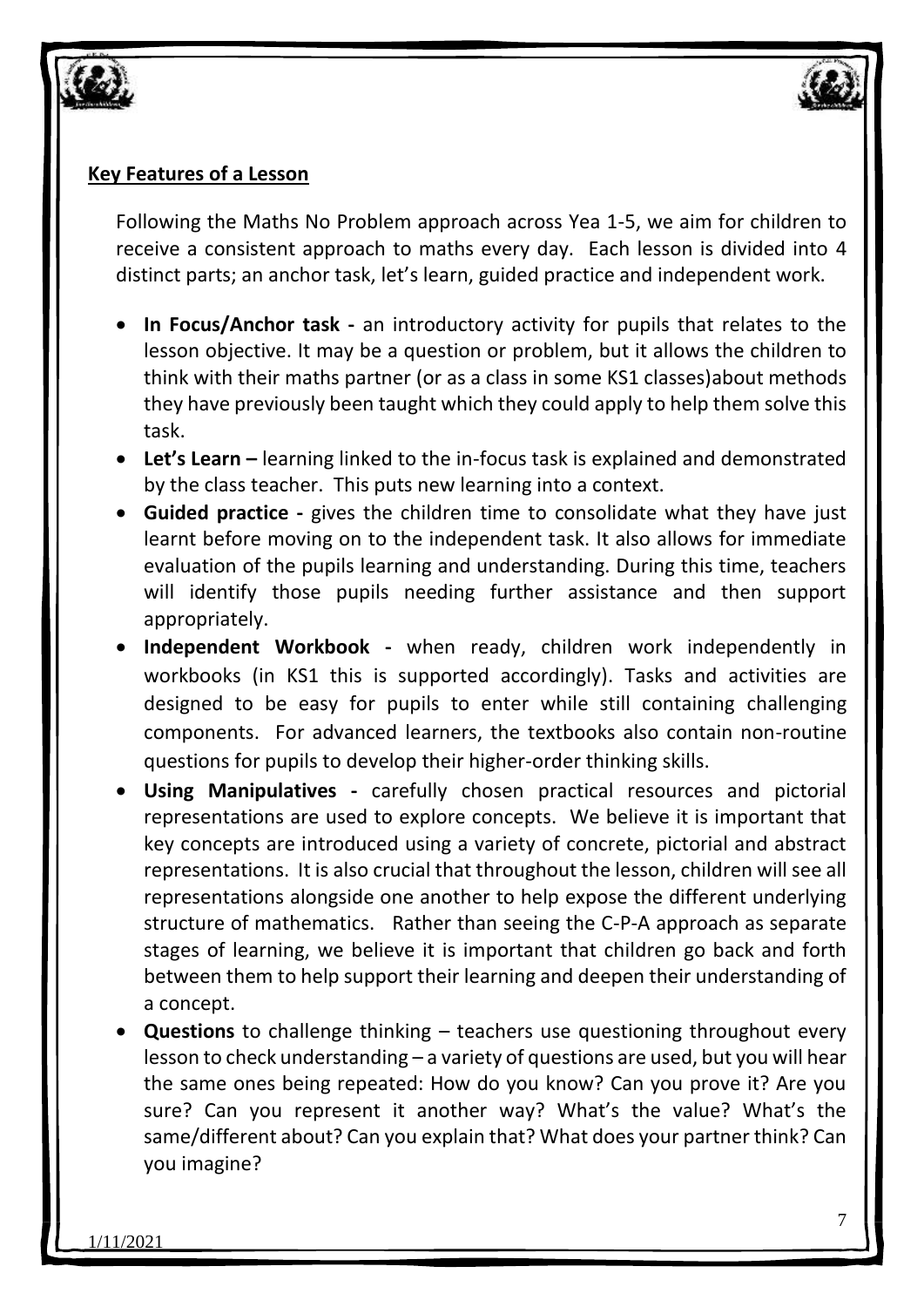## Key Features of a Lesson

Following the Maths No Problem approach across Yea 1-5, we aim for children to receive a consistent approach to maths every day. Each lesson is divided into 4 distinct parts; an anchor task, let's learn, guided practice and independent work.

- **In Focus/Anchor task -** an introductory activity for pupils that relates to the lesson objective. It may be a question or problem, but it allows the children to think with their maths partner (or as a class in some KS1 classes)about methods they have previously been taught which they could apply to help them solve this task.
- **Let's Learn –** learning linked to the in-focus task is explained and demonstrated by the class teacher. This puts new learning into a context.
- **Guided practice -** gives the children time to consolidate what they have just learnt before moving on to the independent task. It also allows for immediate evaluation of the pupils learning and understanding. During this time, teachers will identify those pupils needing further assistance and then support appropriately.
- **Independent Workbook -** when ready, children work independently in workbooks (in KS1 this is supported accordingly). Tasks and activities are designed to be easy for pupils to enter while still containing challenging components. For advanced learners, the textbooks also contain non-routine questions for pupils to develop their higher-order thinking skills.
- **Using Manipulatives -** carefully chosen practical resources and pictorial representations are used to explore concepts. We believe it is important that key concepts are introduced using a variety of concrete, pictorial and abstract representations. It is also crucial that throughout the lesson, children will see all representations alongside one another to help expose the different underlying structure of mathematics. Rather than seeing the C-P-A approach as separate stages of learning, we believe it is important that children go back and forth between them to help support their learning and deepen their understanding of a concept.
- **Questions** to challenge thinking – teachers use questioning throughout every lesson to check understanding – a variety of questions are used, but you will hear the same ones being repeated: How do you know? Can you prove it? Are you sure? Can you represent it another way? What's the value? What's the same/different about? Can you explain that? What does your partner think? Can you imagine?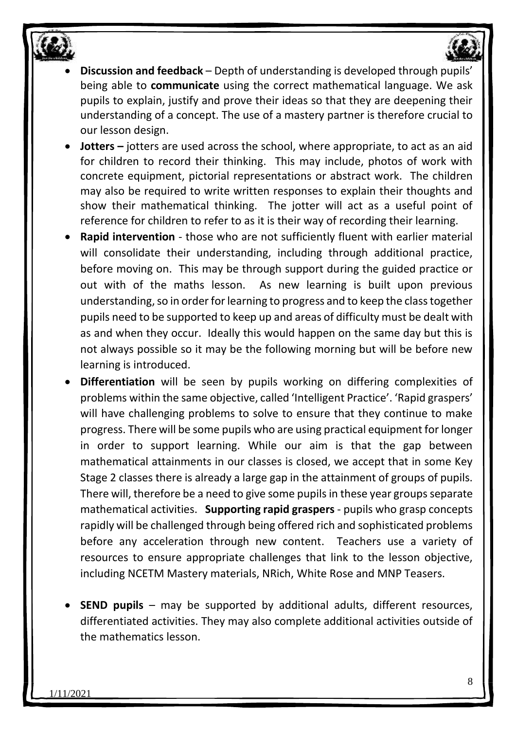- **Discussion and feedback** – Depth of understanding is developed through pupils' being able to **communicate** using the correct mathematical language. We ask pupils to explain, justify and prove their ideas so that they are deepening their understanding of a concept. The use of a mastery partner is therefore crucial to our lesson design.
- **Jotters –** jotters are used across the school, where appropriate, to act as an aid for children to record their thinking. This may include, photos of work with concrete equipment, pictorial representations or abstract work. The children may also be required to write written responses to explain their thoughts and show their mathematical thinking. The jotter will act as a useful point of reference for children to refer to as it is their way of recording their learning.
- **Rapid intervention** - those who are not sufficiently fluent with earlier material will consolidate their understanding, including through additional practice, before moving on. This may be through support during the guided practice or out with of the maths lesson. As new learning is built upon previous understanding, so in order for learning to progress and to keep the class together pupils need to be supported to keep up and areas of difficulty must be dealt with as and when they occur. Ideally this would happen on the same day but this is not always possible so it may be the following morning but will be before new learning is introduced.
- **Differentiation** will be seen by pupils working on differing complexities of problems within the same objective, called 'Intelligent Practice'. 'Rapid graspers' will have challenging problems to solve to ensure that they continue to make progress. There will be some pupils who are using practical equipment for longer in order to support learning. While our aim is that the gap between mathematical attainments in our classes is closed, we accept that in some Key Stage 2 classes there is already a large gap in the attainment of groups of pupils. There will, therefore be a need to give some pupils in these year groups separate mathematical activities. **Supporting rapid graspers** - pupils who grasp concepts rapidly will be challenged through being offered rich and sophisticated problems before any acceleration through new content. Teachers use a variety of resources to ensure appropriate challenges that link to the lesson objective, including NCETM Mastery materials, NRich, White Rose and MNP Teasers.

- **SEND pupils** – may be supported by additional adults, different resources, differentiated activities. They may also complete additional activities outside of the mathematics lesson.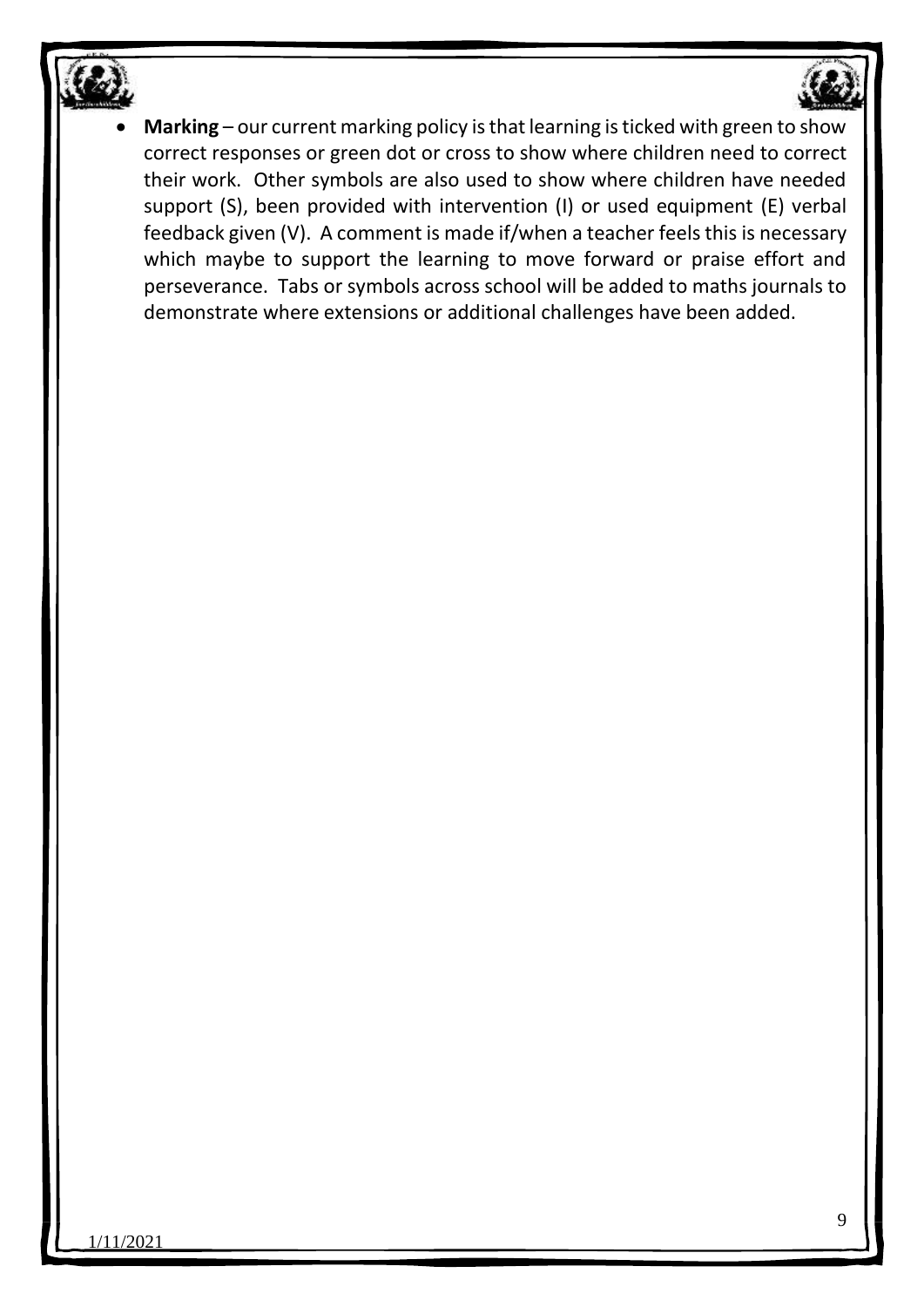- **Marking** – our current marking policy is that learning is ticked with green to show correct responses or green dot or cross to show where children need to correct their work. Other symbols are also used to show where children have needed support (S), been provided with intervention (I) or used equipment (E) verbal feedback given (V). A comment is made if/when a teacher feels this is necessary which maybe to support the learning to move forward or praise effort and perseverance. Tabs or symbols across school will be added to maths journals to demonstrate where extensions or additional challenges have been added.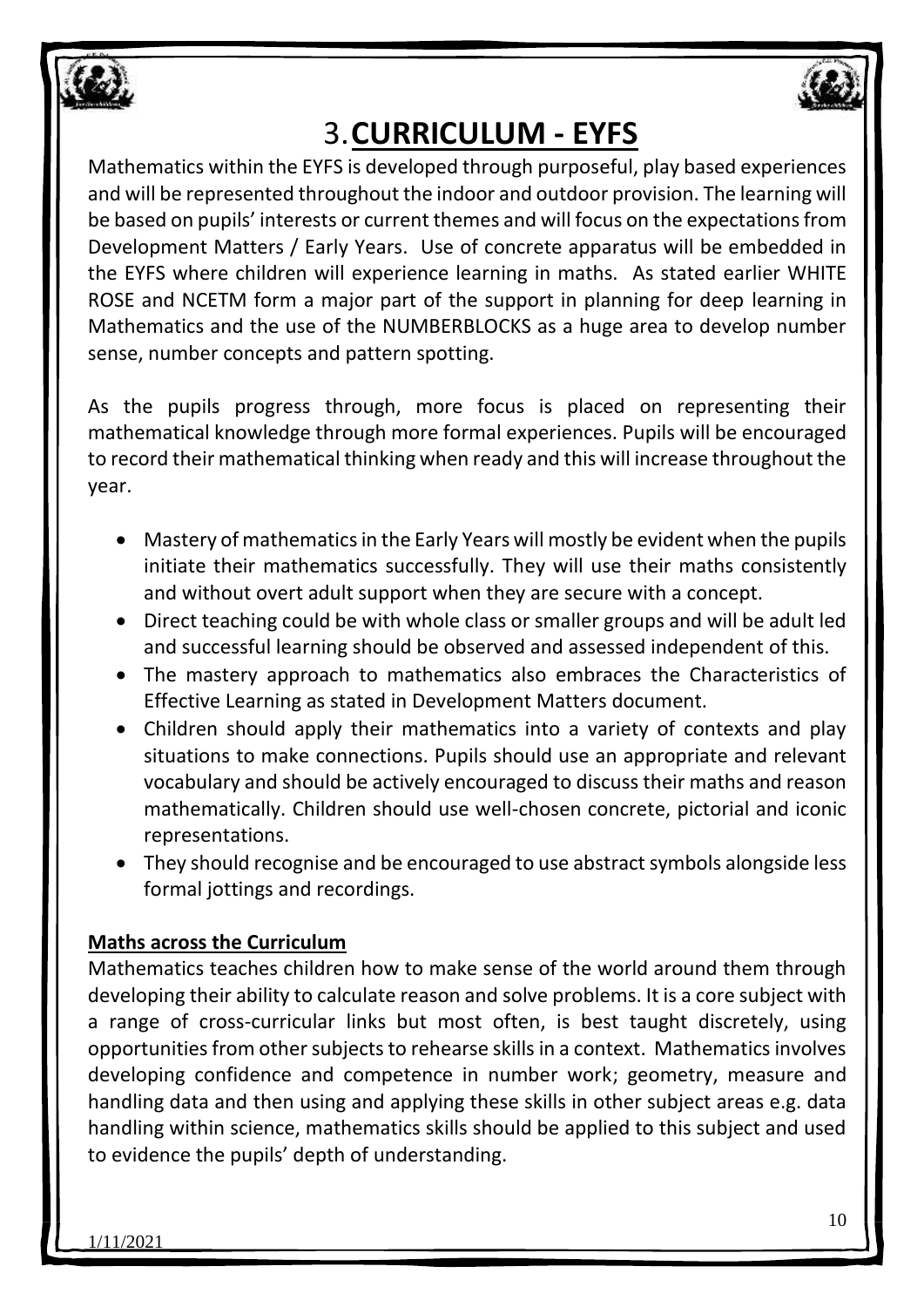# 3. CURRICULUM - EYFS

Mathematics within the EYFS is developed through purposeful, play based experiences and will be represented throughout the indoor and outdoor provision. The learning will be based on pupils' interests or current themes and will focus on the expectations from Development Matters / Early Years. Use of concrete apparatus will be embedded in the EYFS where children will experience learning in maths. As stated earlier WHITE ROSE and NCETM form a major part of the support in planning for deep learning in Mathematics and the use of the NUMBERBLOCKS as a huge area to develop number sense, number concepts and pattern spotting.

As the pupils progress through, more focus is placed on representing their mathematical knowledge through more formal experiences. Pupils will be encouraged to record their mathematical thinking when ready and this will increase throughout the year.

- Mastery of mathematics in the Early Years will mostly be evident when the pupils initiate their mathematics successfully. They will use their maths consistently and without overt adult support when they are secure with a concept.
- Direct teaching could be with whole class or smaller groups and will be adult led and successful learning should be observed and assessed independent of this.
- The mastery approach to mathematics also embraces the Characteristics of Effective Learning as stated in Development Matters document.
- Children should apply their mathematics into a variety of contexts and play situations to make connections. Pupils should use an appropriate and relevant vocabulary and should be actively encouraged to discuss their maths and reason mathematically. Children should use well-chosen concrete, pictorial and iconic representations.
- They should recognise and be encouraged to use abstract symbols alongside less formal jottings and recordings.

**Maths across the Curriculum**

Mathematics teaches children how to make sense of the world around them through developing their ability to calculate reason and solve problems. It is a core subject with a range of cross-curricular links but most often, is best taught discretely, using opportunities from other subjects to rehearse skills in a context. Mathematics involves developing confidence and competence in number work; geometry, measure and handling data and then using and applying these skills in other subject areas e.g. data handling within science, mathematics skills should be applied to this subject and used to evidence the pupils' depth of understanding.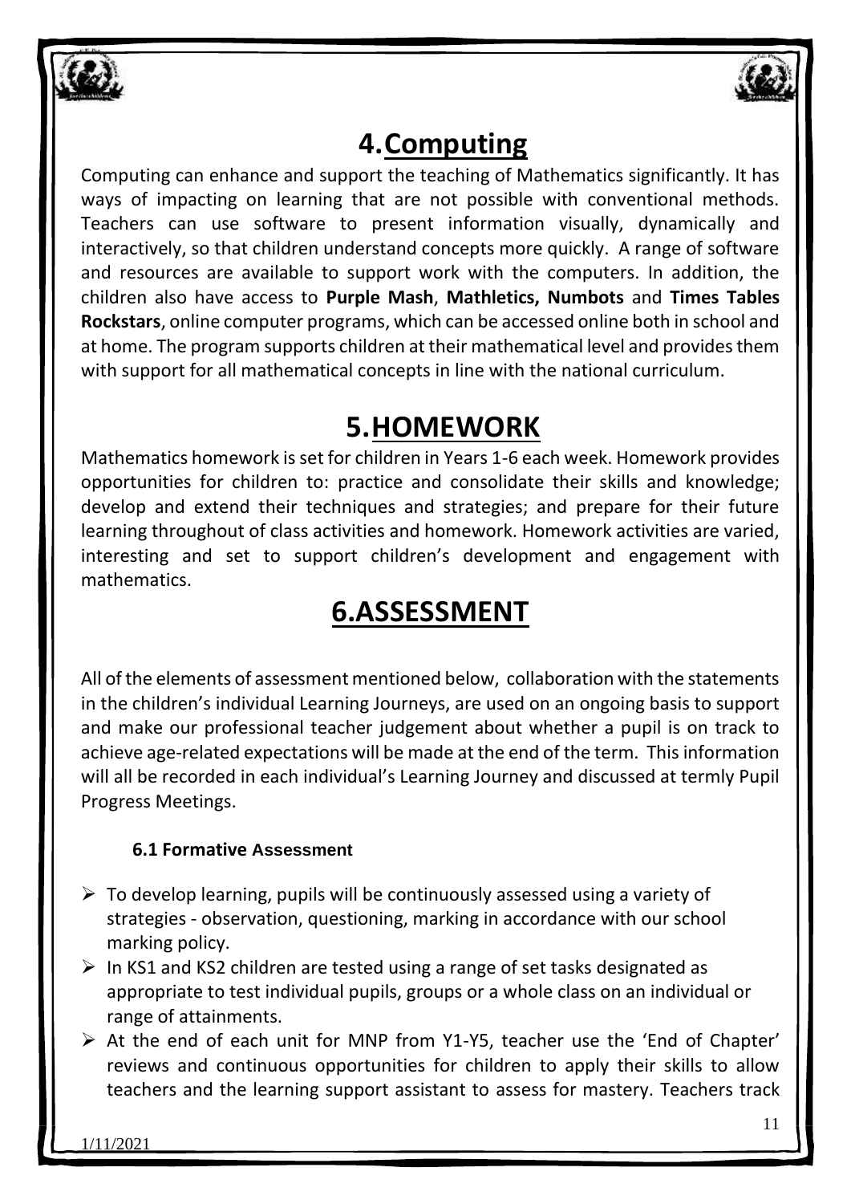# 4. Computing

Computing can enhance and support the teaching of Mathematics significantly. It has ways of impacting on learning that are not possible with conventional methods. Teachers can use software to present information visually, dynamically and interactively, so that children understand concepts more quickly. A range of software and resources are available to support work with the computers. In addition, the children also have access to **Purple Mash**, **Mathletics, Numbots** and **Times Tables Rockstars**, online computer programs, which can be accessed online both in school and at home. The program supports children at their mathematical level and provides them with support for all mathematical concepts in line with the national curriculum.

# 5. HOMEWORK

Mathematics homework is set for children in Years 1-6 each week. Homework provides opportunities for children to: practice and consolidate their skills and knowledge; develop and extend their techniques and strategies; and prepare for their future learning throughout of class activities and homework. Homework activities are varied, interesting and set to support children's development and engagement with mathematics.

# 6. ASSESSMENT

All of the elements of assessment mentioned below, collaboration with the statements in the children's individual Learning Journeys, are used on an ongoing basis to support and make our professional teacher judgement about whether a pupil is on track to achieve age-related expectations will be made at the end of the term. This information will all be recorded in each individual's Learning Journey and discussed at termly Pupil Progress Meetings.

### 6.1 Formative Assessment

- To develop learning, pupils will be continuously assessed using a variety of strategies - observation, questioning, marking in accordance with our school marking policy.
- In KS1 and KS2 children are tested using a range of set tasks designated as appropriate to test individual pupils, groups or a whole class on an individual or range of attainments.
- At the end of each unit for MNP from Y1-Y5, teacher use the 'End of Chapter' reviews and continuous opportunities for children to apply their skills to allow teachers and the learning support assistant to assess for mastery. Teachers track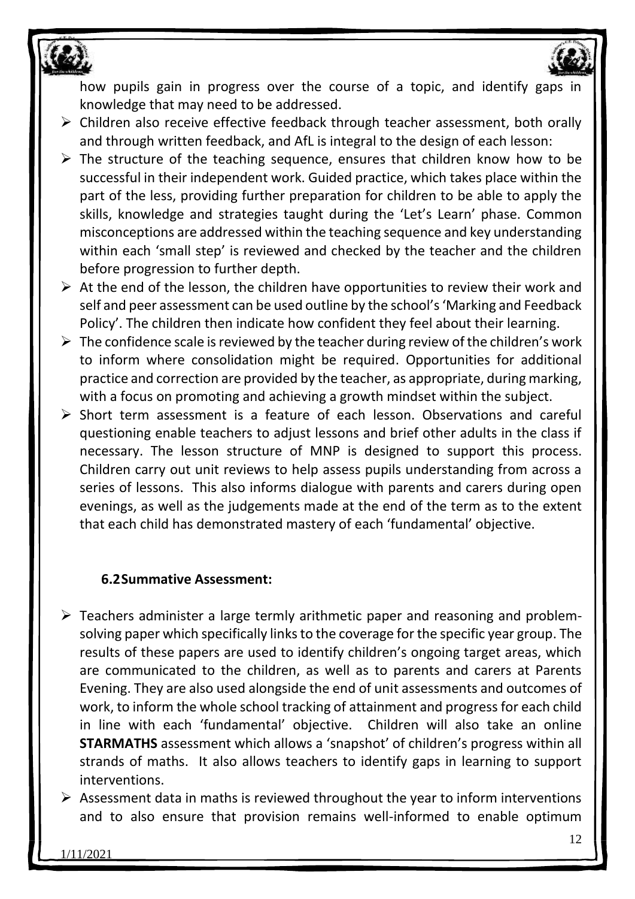how pupils gain in progress over the course of a topic, and identify gaps in knowledge that may need to be addressed.

- Children also receive effective feedback through teacher assessment, both orally and through written feedback, and AfL is integral to the design of each lesson:
- The structure of the teaching sequence, ensures that children know how to be successful in their independent work. Guided practice, which takes place within the part of the less, providing further preparation for children to be able to apply the skills, knowledge and strategies taught during the 'Let's Learn' phase. Common misconceptions are addressed within the teaching sequence and key understanding within each 'small step' is reviewed and checked by the teacher and the children before progression to further depth.
- At the end of the lesson, the children have opportunities to review their work and self and peer assessment can be used outline by the school's 'Marking and Feedback Policy'. The children then indicate how confident they feel about their learning.
- The confidence scale is reviewed by the teacher during review of the children's work to inform where consolidation might be required. Opportunities for additional practice and correction are provided by the teacher, as appropriate, during marking, with a focus on promoting and achieving a growth mindset within the subject.
- Short term assessment is a feature of each lesson. Observations and careful questioning enable teachers to adjust lessons and brief other adults in the class if necessary. The lesson structure of MNP is designed to support this process. Children carry out unit reviews to help assess pupils understanding from across a series of lessons. This also informs dialogue with parents and carers during open evenings, as well as the judgements made at the end of the term as to the extent that each child has demonstrated mastery of each 'fundamental' objective.

### 6.2 Summative Assessment:

- Teachers administer a large termly arithmetic paper and reasoning and problem-solving paper which specifically links to the coverage for the specific year group. The results of these papers are used to identify children's ongoing target areas, which are communicated to the children, as well as to parents and carers at Parents Evening. They are also used alongside the end of unit assessments and outcomes of work, to inform the whole school tracking of attainment and progress for each child in line with each 'fundamental' objective. Children will also take an online **STARMATHS** assessment which allows a 'snapshot' of children's progress within all strands of maths. It also allows teachers to identify gaps in learning to support interventions.
- Assessment data in maths is reviewed throughout the year to inform interventions and to also ensure that provision remains well-informed to enable optimum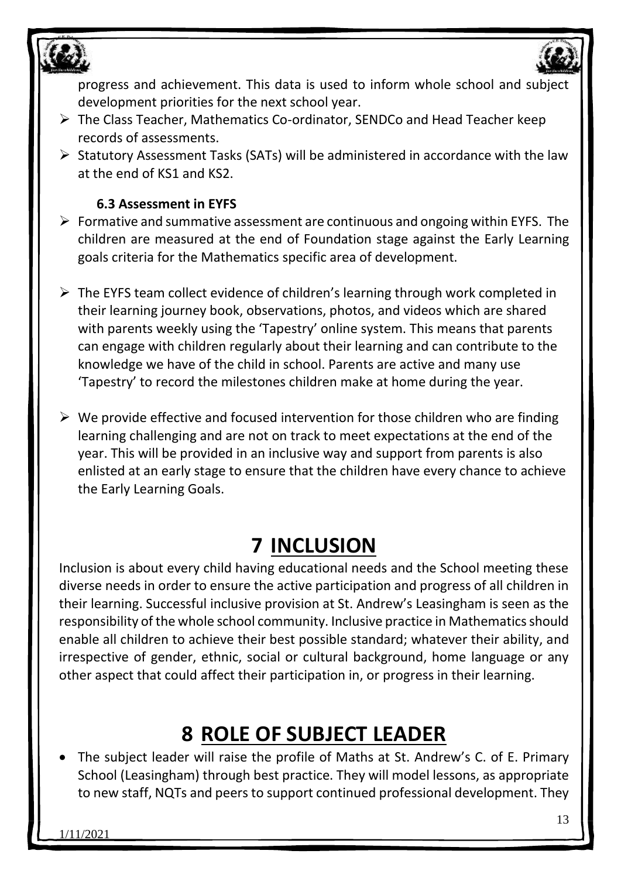progress and achievement. This data is used to inform whole school and subject development priorities for the next school year.

- The Class Teacher, Mathematics Co-ordinator, SENDCo and Head Teacher keep records of assessments.
- Statutory Assessment Tasks (SATs) will be administered in accordance with the law at the end of KS1 and KS2.

### 6.3 Assessment in EYFS

- Formative and summative assessment are continuous and ongoing within EYFS. The children are measured at the end of Foundation stage against the Early Learning goals criteria for the Mathematics specific area of development.

- The EYFS team collect evidence of children's learning through work completed in their learning journey book, observations, photos, and videos which are shared with parents weekly using the 'Tapestry' online system. This means that parents can engage with children regularly about their learning and can contribute to the knowledge we have of the child in school. Parents are active and many use 'Tapestry' to record the milestones children make at home during the year.

- We provide effective and focused intervention for those children who are finding learning challenging and are not on track to meet expectations at the end of the year. This will be provided in an inclusive way and support from parents is also enlisted at an early stage to ensure that the children have every chance to achieve the Early Learning Goals.

# 7 INCLUSION

Inclusion is about every child having educational needs and the School meeting these diverse needs in order to ensure the active participation and progress of all children in their learning. Successful inclusive provision at St. Andrew's Leasingham is seen as the responsibility of the whole school community. Inclusive practice in Mathematics should enable all children to achieve their best possible standard; whatever their ability, and irrespective of gender, ethnic, social or cultural background, home language or any other aspect that could affect their participation in, or progress in their learning.

# 8 ROLE OF SUBJECT LEADER

- The subject leader will raise the profile of Maths at St. Andrew's C. of E. Primary School (Leasingham) through best practice. They will model lessons, as appropriate to new staff, NQTs and peers to support continued professional development. They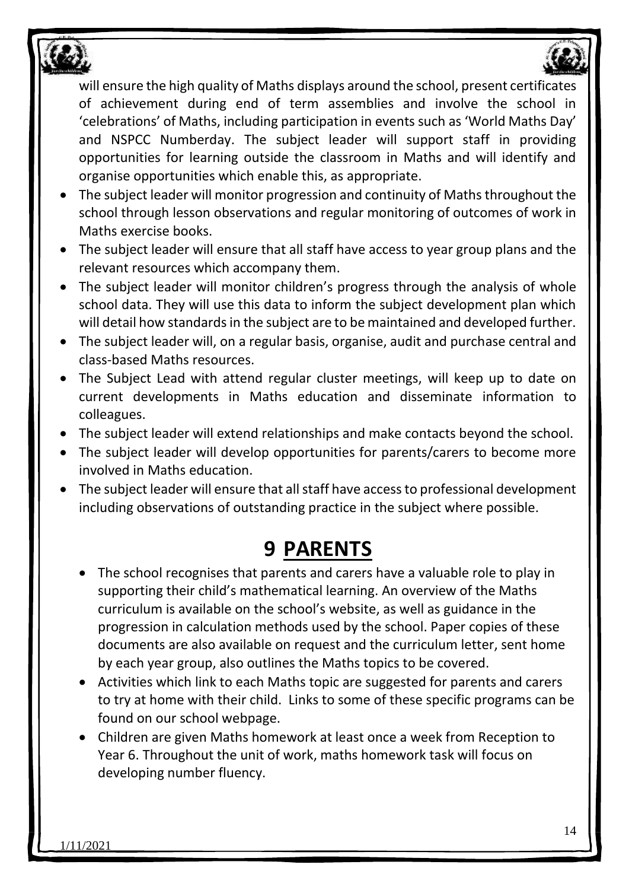will ensure the high quality of Maths displays around the school, present certificates of achievement during end of term assemblies and involve the school in 'celebrations' of Maths, including participation in events such as 'World Maths Day' and NSPCC Numberday. The subject leader will support staff in providing opportunities for learning outside the classroom in Maths and will identify and organise opportunities which enable this, as appropriate.

- The subject leader will monitor progression and continuity of Maths throughout the school through lesson observations and regular monitoring of outcomes of work in Maths exercise books.
- The subject leader will ensure that all staff have access to year group plans and the relevant resources which accompany them.
- The subject leader will monitor children's progress through the analysis of whole school data. They will use this data to inform the subject development plan which will detail how standards in the subject are to be maintained and developed further.
- The subject leader will, on a regular basis, organise, audit and purchase central and class-based Maths resources.
- The Subject Lead with attend regular cluster meetings, will keep up to date on current developments in Maths education and disseminate information to colleagues.
- The subject leader will extend relationships and make contacts beyond the school.
- The subject leader will develop opportunities for parents/carers to become more involved in Maths education.
- The subject leader will ensure that all staff have access to professional development including observations of outstanding practice in the subject where possible.

# 9 PARENTS

- The school recognises that parents and carers have a valuable role to play in supporting their child's mathematical learning. An overview of the Maths curriculum is available on the school's website, as well as guidance in the progression in calculation methods used by the school. Paper copies of these documents are also available on request and the curriculum letter, sent home by each year group, also outlines the Maths topics to be covered.
- Activities which link to each Maths topic are suggested for parents and carers to try at home with their child. Links to some of these specific programs can be found on our school webpage.
- Children are given Maths homework at least once a week from Reception to Year 6. Throughout the unit of work, maths homework task will focus on developing number fluency.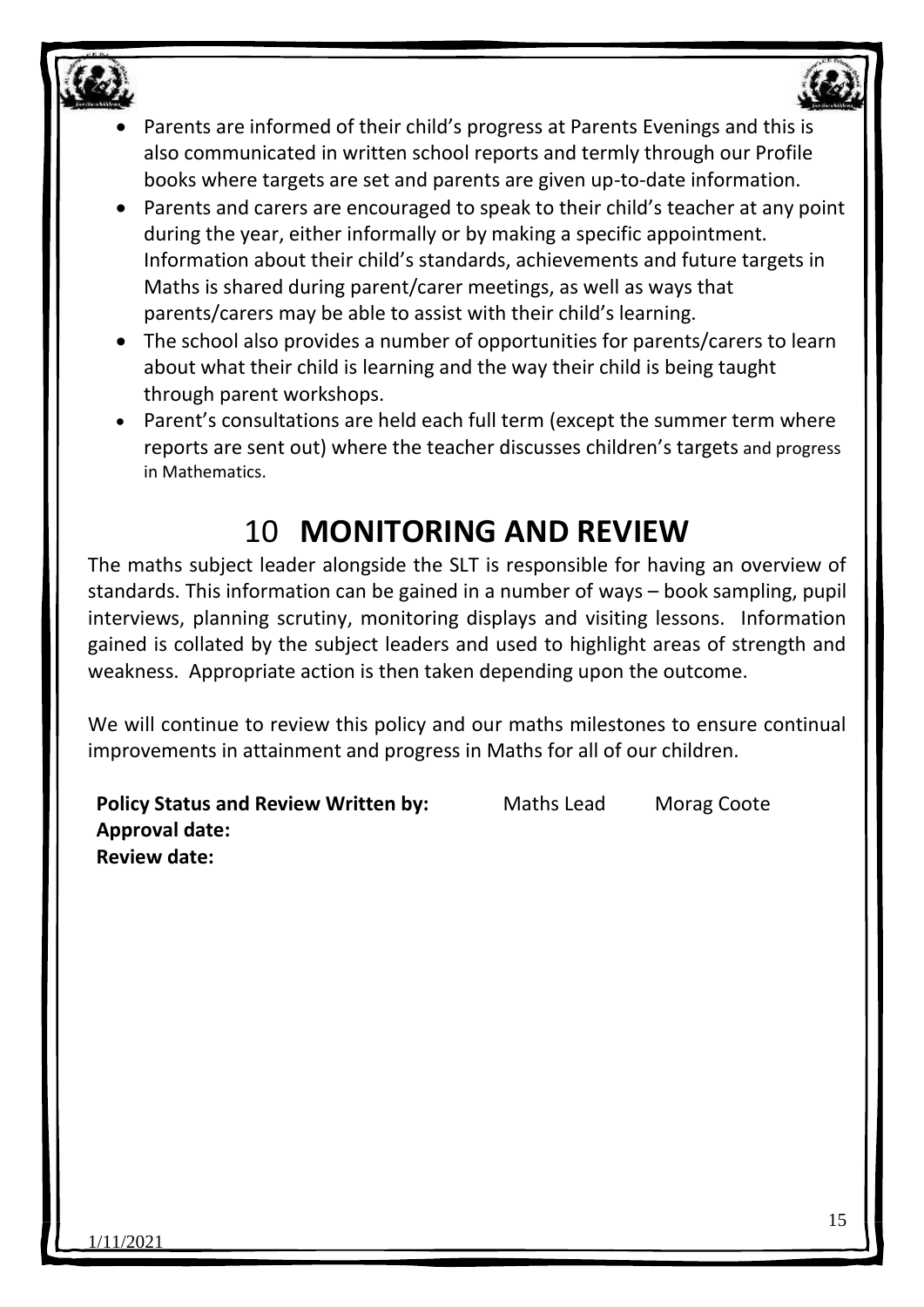- Parents are informed of their child's progress at Parents Evenings and this is also communicated in written school reports and termly through our Profile books where targets are set and parents are given up-to-date information.
- Parents and carers are encouraged to speak to their child's teacher at any point during the year, either informally or by making a specific appointment. Information about their child's standards, achievements and future targets in Maths is shared during parent/carer meetings, as well as ways that parents/carers may be able to assist with their child's learning.
- The school also provides a number of opportunities for parents/carers to learn about what their child is learning and the way their child is being taught through parent workshops.
- Parent's consultations are held each full term (except the summer term where reports are sent out) where the teacher discusses children's targets and progress in Mathematics.

# 10 **MONITORING AND REVIEW**

The maths subject leader alongside the SLT is responsible for having an overview of standards. This information can be gained in a number of ways – book sampling, pupil interviews, planning scrutiny, monitoring displays and visiting lessons. Information gained is collated by the subject leaders and used to highlight areas of strength and weakness. Appropriate action is then taken depending upon the outcome.

We will continue to review this policy and our maths milestones to ensure continual improvements in attainment and progress in Maths for all of our children.

**Policy Status and Review Written by:** Maths Lead Morag Coote
**Approval date:**
**Review date:**

1/11/2021